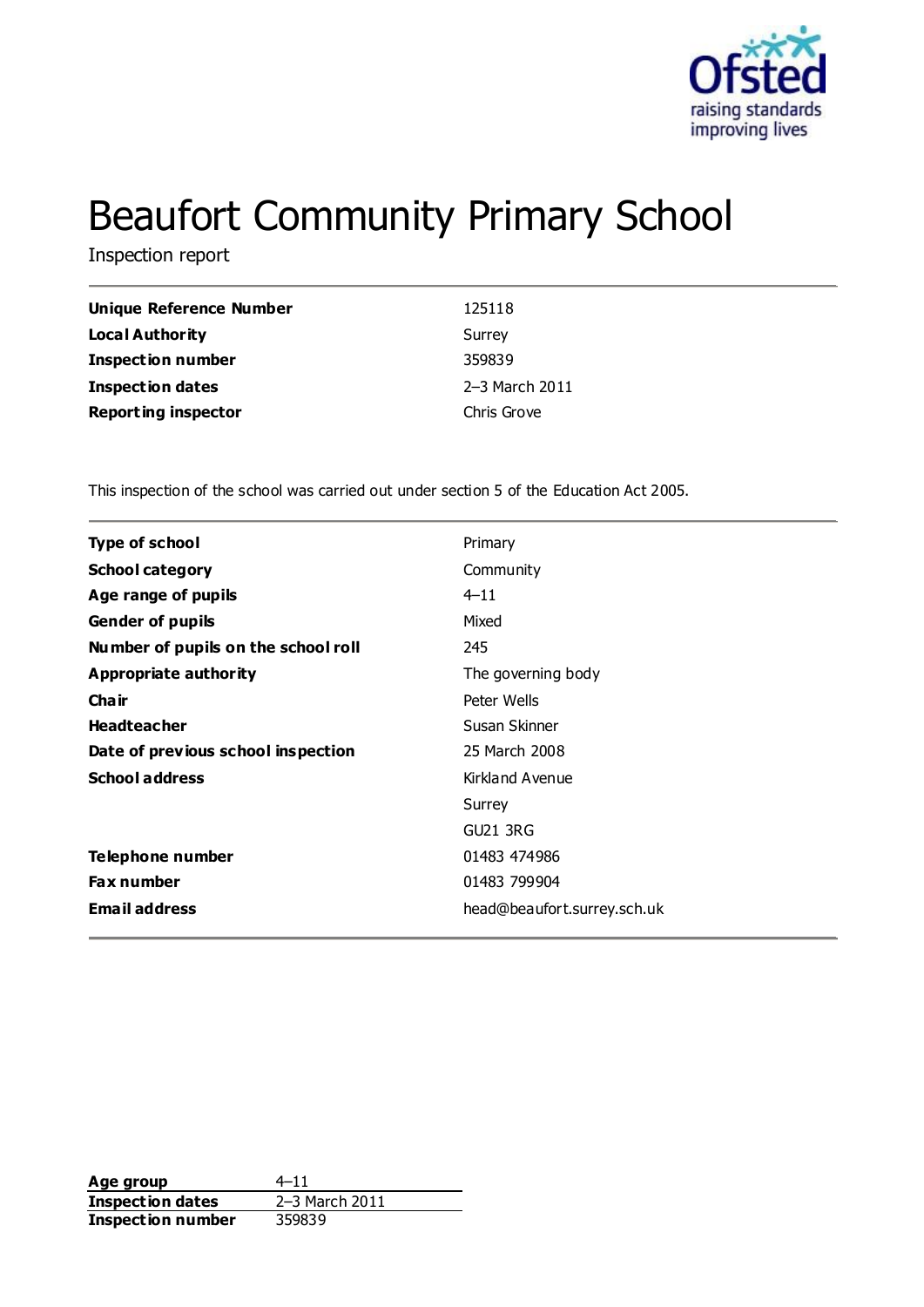# Beaufort Community Primary School

Inspection report

| | |
|---|---|
| **Unique Reference Number** | 125118 |
| **Local Authority** | Surrey |
| **Inspection number** | 359839 |
| **Inspection dates** | 2–3 March 2011 |
| **Reporting inspector** | Chris Grove |

This inspection of the school was carried out under section 5 of the Education Act 2005.

| | |
|---|---|
| **Type of school** | Primary |
| **School category** | Community |
| **Age range of pupils** | 4–11 |
| **Gender of pupils** | Mixed |
| **Number of pupils on the school roll** | 245 |
| **Appropriate authority** | The governing body |
| **Chair** | Peter Wells |
| **Headteacher** | Susan Skinner |
| **Date of previous school inspection** | 25 March 2008 |
| **School address** | Kirkland Avenue<br>Surrey<br>GU21 3RG |
| **Telephone number** | 01483 474986 |
| **Fax number** | 01483 799904 |
| **Email address** | head@beaufort.surrey.sch.uk |

| | |
|---|---|
| **Age group** | 4–11 |
| **Inspection dates** | 2–3 March 2011 |
| **Inspection number** | 359839 |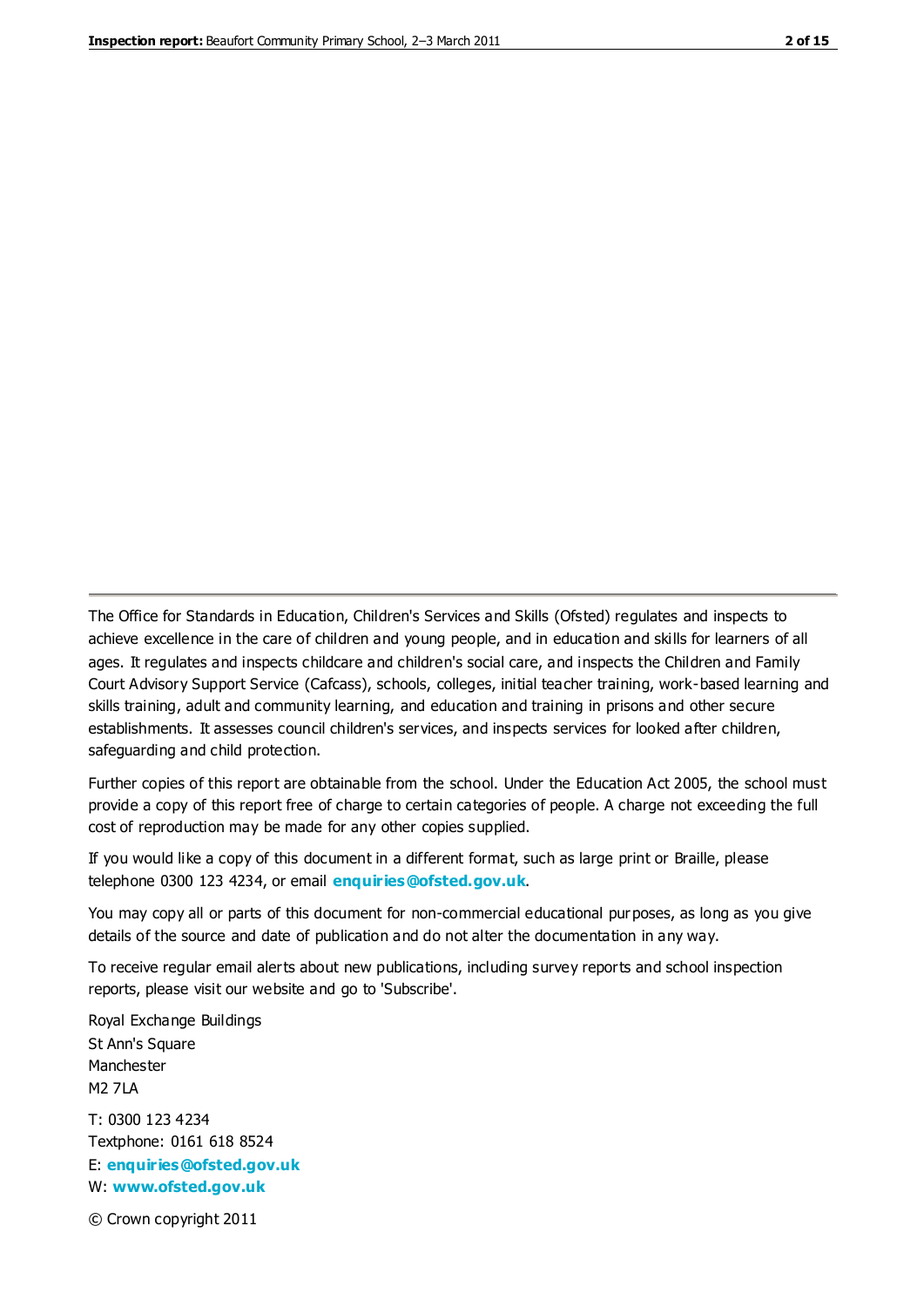The Office for Standards in Education, Children's Services and Skills (Ofsted) regulates and inspects to achieve excellence in the care of children and young people, and in education and skills for learners of all ages. It regulates and inspects childcare and children's social care, and inspects the Children and Family Court Advisory Support Service (Cafcass), schools, colleges, initial teacher training, work-based learning and skills training, adult and community learning, and education and training in prisons and other secure establishments. It assesses council children's services, and inspects services for looked after children, safeguarding and child protection.

Further copies of this report are obtainable from the school. Under the Education Act 2005, the school must provide a copy of this report free of charge to certain categories of people. A charge not exceeding the full cost of reproduction may be made for any other copies supplied.

If you would like a copy of this document in a different format, such as large print or Braille, please telephone 0300 123 4234, or email **enquiries@ofsted.gov.uk**.

You may copy all or parts of this document for non-commercial educational purposes, as long as you give details of the source and date of publication and do not alter the documentation in any way.

To receive regular email alerts about new publications, including survey reports and school inspection reports, please visit our website and go to 'Subscribe'.

Royal Exchange Buildings
St Ann's Square
Manchester
M2 7LA

T: 0300 123 4234
Textphone: 0161 618 8524
E: **enquiries@ofsted.gov.uk**
W: **www.ofsted.gov.uk**

© Crown copyright 2011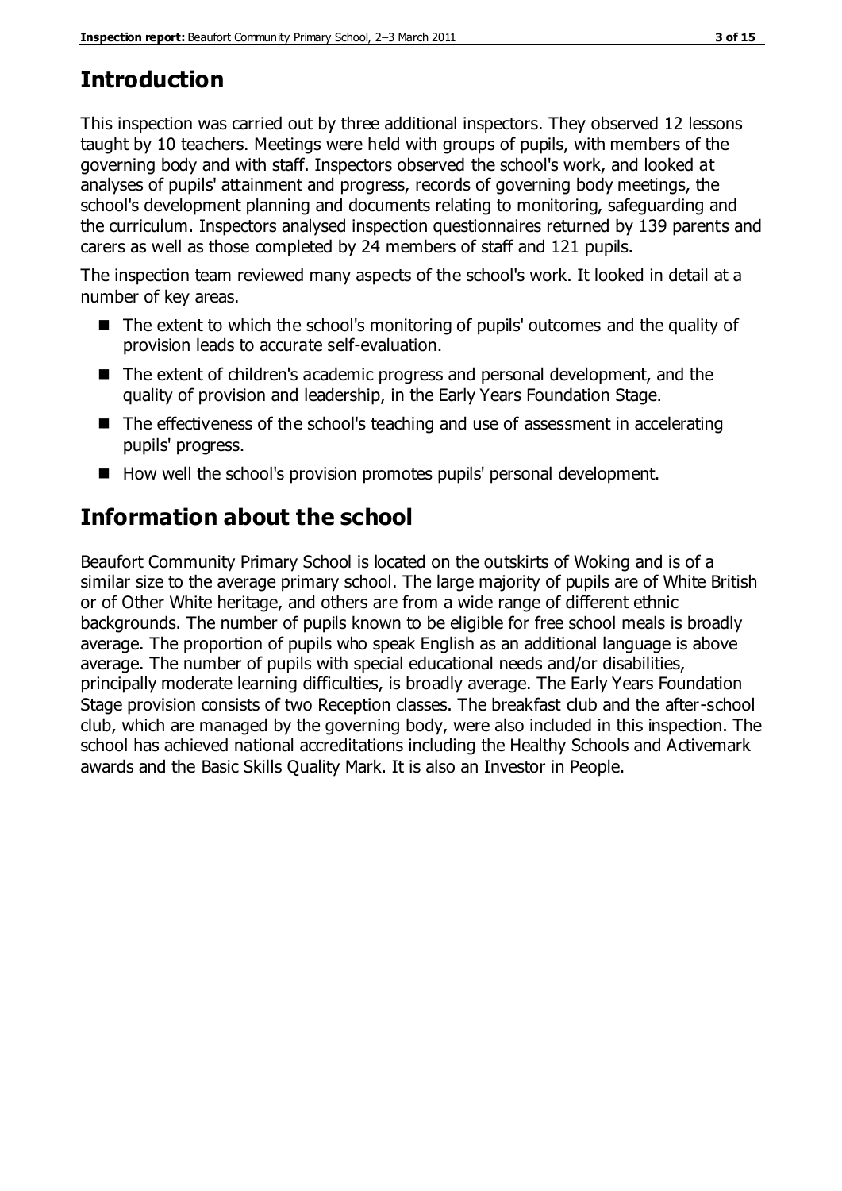## Introduction

This inspection was carried out by three additional inspectors. They observed 12 lessons taught by 10 teachers. Meetings were held with groups of pupils, with members of the governing body and with staff. Inspectors observed the school's work, and looked at analyses of pupils' attainment and progress, records of governing body meetings, the school's development planning and documents relating to monitoring, safeguarding and the curriculum. Inspectors analysed inspection questionnaires returned by 139 parents and carers as well as those completed by 24 members of staff and 121 pupils.

The inspection team reviewed many aspects of the school's work. It looked in detail at a number of key areas.

- The extent to which the school's monitoring of pupils' outcomes and the quality of provision leads to accurate self-evaluation.
- The extent of children's academic progress and personal development, and the quality of provision and leadership, in the Early Years Foundation Stage.
- The effectiveness of the school's teaching and use of assessment in accelerating pupils' progress.
- How well the school's provision promotes pupils' personal development.

## Information about the school

Beaufort Community Primary School is located on the outskirts of Woking and is of a similar size to the average primary school. The large majority of pupils are of White British or of Other White heritage, and others are from a wide range of different ethnic backgrounds. The number of pupils known to be eligible for free school meals is broadly average. The proportion of pupils who speak English as an additional language is above average. The number of pupils with special educational needs and/or disabilities, principally moderate learning difficulties, is broadly average. The Early Years Foundation Stage provision consists of two Reception classes. The breakfast club and the after-school club, which are managed by the governing body, were also included in this inspection. The school has achieved national accreditations including the Healthy Schools and Activemark awards and the Basic Skills Quality Mark. It is also an Investor in People.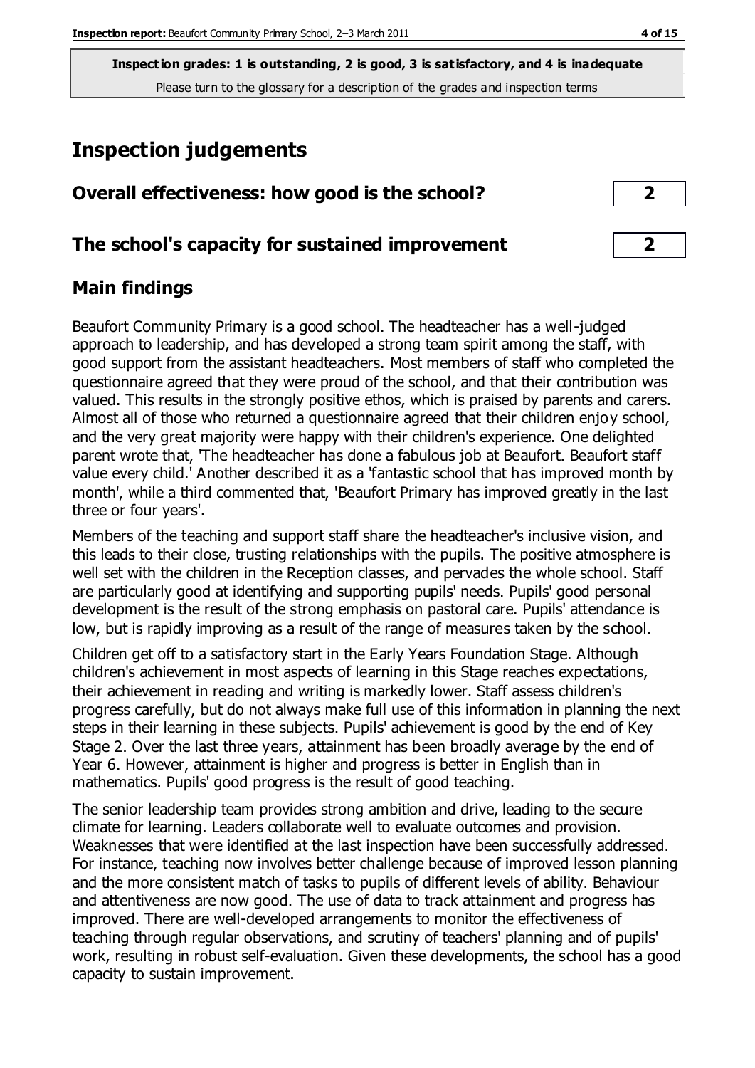**Inspection grades: 1 is outstanding, 2 is good, 3 is satisfactory, and 4 is inadequate**
Please turn to the glossary for a description of the grades and inspection terms

# Inspection judgements

## Overall effectiveness: how good is the school? 2

## The school's capacity for sustained improvement 2

## Main findings

Beaufort Community Primary is a good school. The headteacher has a well-judged approach to leadership, and has developed a strong team spirit among the staff, with good support from the assistant headteachers. Most members of staff who completed the questionnaire agreed that they were proud of the school, and that their contribution was valued. This results in the strongly positive ethos, which is praised by parents and carers. Almost all of those who returned a questionnaire agreed that their children enjoy school, and the very great majority were happy with their children's experience. One delighted parent wrote that, 'The headteacher has done a fabulous job at Beaufort. Beaufort staff value every child.' Another described it as a 'fantastic school that has improved month by month', while a third commented that, 'Beaufort Primary has improved greatly in the last three or four years'.

Members of the teaching and support staff share the headteacher's inclusive vision, and this leads to their close, trusting relationships with the pupils. The positive atmosphere is well set with the children in the Reception classes, and pervades the whole school. Staff are particularly good at identifying and supporting pupils' needs. Pupils' good personal development is the result of the strong emphasis on pastoral care. Pupils' attendance is low, but is rapidly improving as a result of the range of measures taken by the school.

Children get off to a satisfactory start in the Early Years Foundation Stage. Although children's achievement in most aspects of learning in this Stage reaches expectations, their achievement in reading and writing is markedly lower. Staff assess children's progress carefully, but do not always make full use of this information in planning the next steps in their learning in these subjects. Pupils' achievement is good by the end of Key Stage 2. Over the last three years, attainment has been broadly average by the end of Year 6. However, attainment is higher and progress is better in English than in mathematics. Pupils' good progress is the result of good teaching.

The senior leadership team provides strong ambition and drive, leading to the secure climate for learning. Leaders collaborate well to evaluate outcomes and provision. Weaknesses that were identified at the last inspection have been successfully addressed. For instance, teaching now involves better challenge because of improved lesson planning and the more consistent match of tasks to pupils of different levels of ability. Behaviour and attentiveness are now good. The use of data to track attainment and progress has improved. There are well-developed arrangements to monitor the effectiveness of teaching through regular observations, and scrutiny of teachers' planning and of pupils' work, resulting in robust self-evaluation. Given these developments, the school has a good capacity to sustain improvement.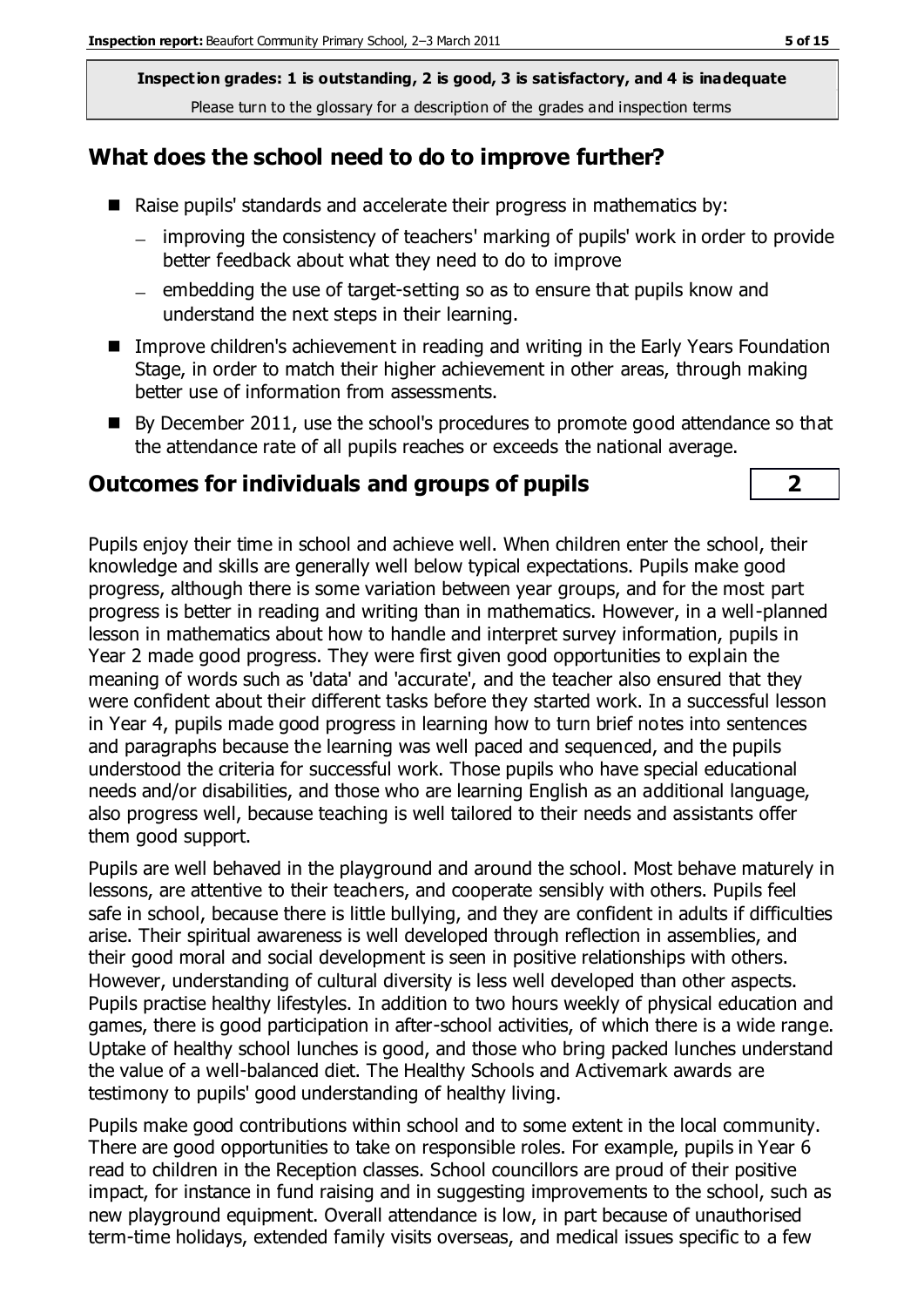**Inspection grades: 1 is outstanding, 2 is good, 3 is satisfactory, and 4 is inadequate**
Please turn to the glossary for a description of the grades and inspection terms

## What does the school need to do to improve further?

- Raise pupils' standards and accelerate their progress in mathematics by:
  - improving the consistency of teachers' marking of pupils' work in order to provide better feedback about what they need to do to improve
  - embedding the use of target-setting so as to ensure that pupils know and understand the next steps in their learning.
- Improve children's achievement in reading and writing in the Early Years Foundation Stage, in order to match their higher achievement in other areas, through making better use of information from assessments.
- By December 2011, use the school's procedures to promote good attendance so that the attendance rate of all pupils reaches or exceeds the national average.

## Outcomes for individuals and groups of pupils | 2

Pupils enjoy their time in school and achieve well. When children enter the school, their knowledge and skills are generally well below typical expectations. Pupils make good progress, although there is some variation between year groups, and for the most part progress is better in reading and writing than in mathematics. However, in a well-planned lesson in mathematics about how to handle and interpret survey information, pupils in Year 2 made good progress. They were first given good opportunities to explain the meaning of words such as 'data' and 'accurate', and the teacher also ensured that they were confident about their different tasks before they started work. In a successful lesson in Year 4, pupils made good progress in learning how to turn brief notes into sentences and paragraphs because the learning was well paced and sequenced, and the pupils understood the criteria for successful work. Those pupils who have special educational needs and/or disabilities, and those who are learning English as an additional language, also progress well, because teaching is well tailored to their needs and assistants offer them good support.

Pupils are well behaved in the playground and around the school. Most behave maturely in lessons, are attentive to their teachers, and cooperate sensibly with others. Pupils feel safe in school, because there is little bullying, and they are confident in adults if difficulties arise. Their spiritual awareness is well developed through reflection in assemblies, and their good moral and social development is seen in positive relationships with others. However, understanding of cultural diversity is less well developed than other aspects. Pupils practise healthy lifestyles. In addition to two hours weekly of physical education and games, there is good participation in after-school activities, of which there is a wide range. Uptake of healthy school lunches is good, and those who bring packed lunches understand the value of a well-balanced diet. The Healthy Schools and Activemark awards are testimony to pupils' good understanding of healthy living.

Pupils make good contributions within school and to some extent in the local community. There are good opportunities to take on responsible roles. For example, pupils in Year 6 read to children in the Reception classes. School councillors are proud of their positive impact, for instance in fund raising and in suggesting improvements to the school, such as new playground equipment. Overall attendance is low, in part because of unauthorised term-time holidays, extended family visits overseas, and medical issues specific to a few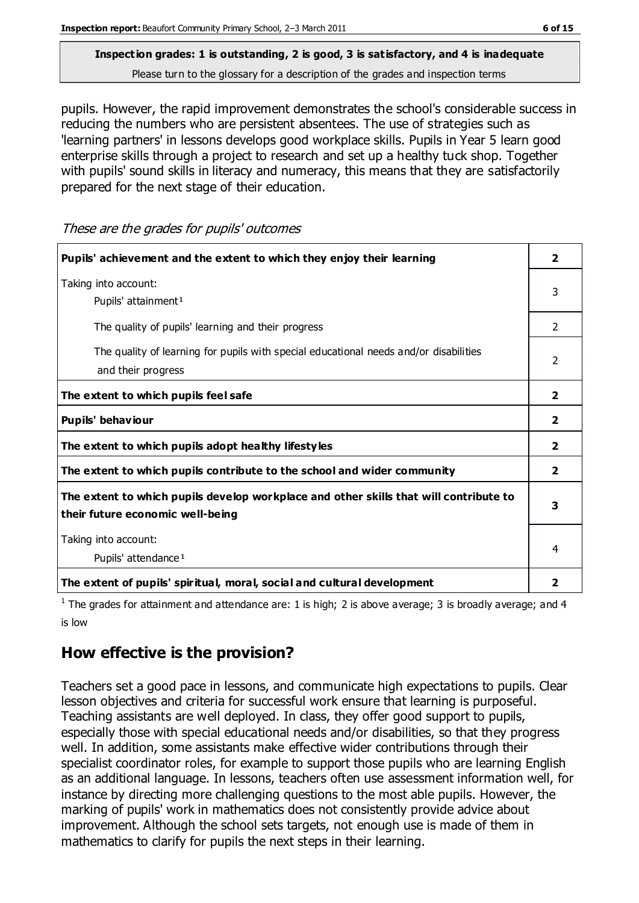**Inspection grades: 1 is outstanding, 2 is good, 3 is satisfactory, and 4 is inadequate**
Please turn to the glossary for a description of the grades and inspection terms

pupils. However, the rapid improvement demonstrates the school's considerable success in reducing the numbers who are persistent absentees. The use of strategies such as 'learning partners' in lessons develops good workplace skills. Pupils in Year 5 learn good enterprise skills through a project to research and set up a healthy tuck shop. Together with pupils' sound skills in literacy and numeracy, this means that they are satisfactorily prepared for the next stage of their education.

*These are the grades for pupils' outcomes*

| | |
|---|---|
| **Pupils' achievement and the extent to which they enjoy their learning** | **2** |
| Taking into account: Pupils' attainment[1] | 3 |
| The quality of pupils' learning and their progress | 2 |
| The quality of learning for pupils with special educational needs and/or disabilities and their progress | 2 |
| **The extent to which pupils feel safe** | **2** |
| **Pupils' behaviour** | **2** |
| **The extent to which pupils adopt healthy lifestyles** | **2** |
| **The extent to which pupils contribute to the school and wider community** | **2** |
| **The extent to which pupils develop workplace and other skills that will contribute to their future economic well-being** | **3** |
| Taking into account: Pupils' attendance[1] | 4 |
| **The extent of pupils' spiritual, moral, social and cultural development** | **2** |

[1] The grades for attainment and attendance are: 1 is high; 2 is above average; 3 is broadly average; and 4 is low

## How effective is the provision?

Teachers set a good pace in lessons, and communicate high expectations to pupils. Clear lesson objectives and criteria for successful work ensure that learning is purposeful. Teaching assistants are well deployed. In class, they offer good support to pupils, especially those with special educational needs and/or disabilities, so that they progress well. In addition, some assistants make effective wider contributions through their specialist coordinator roles, for example to support those pupils who are learning English as an additional language. In lessons, teachers often use assessment information well, for instance by directing more challenging questions to the most able pupils. However, the marking of pupils' work in mathematics does not consistently provide advice about improvement. Although the school sets targets, not enough use is made of them in mathematics to clarify for pupils the next steps in their learning.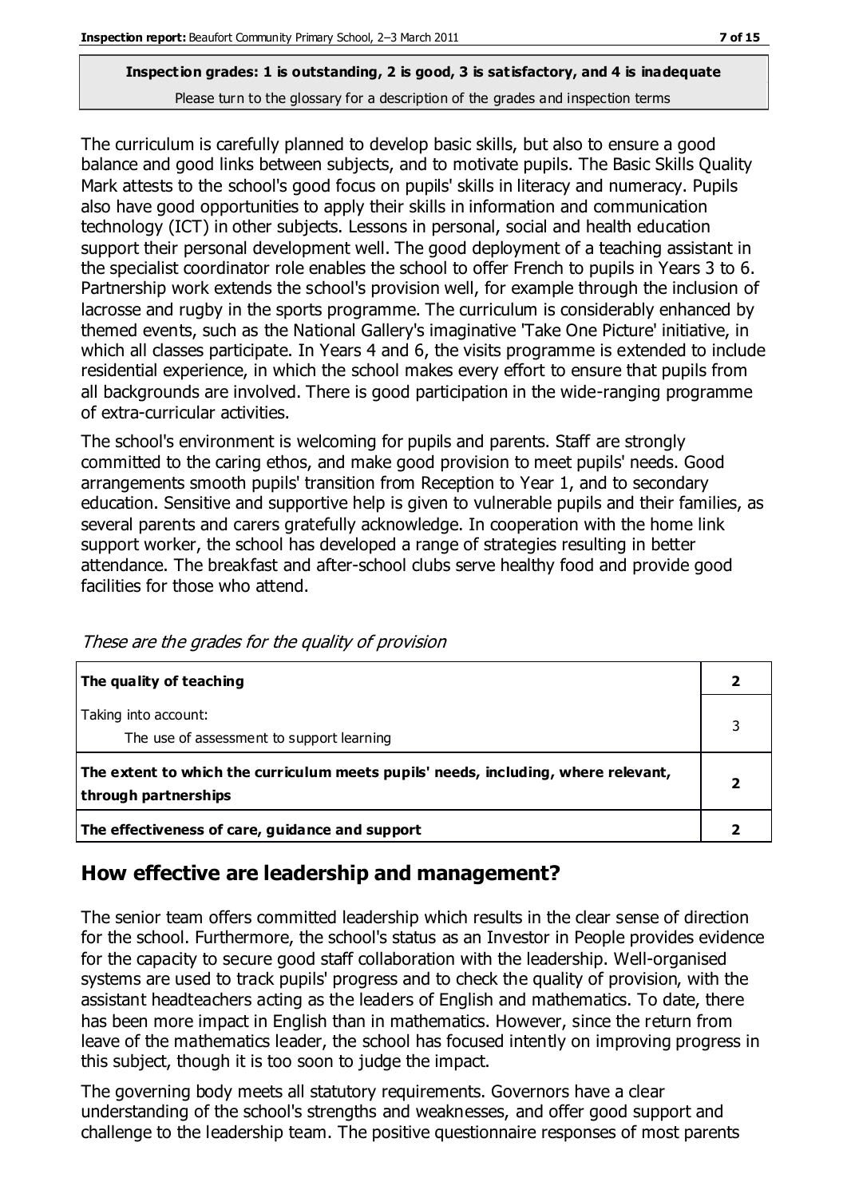**Inspection grades: 1 is outstanding, 2 is good, 3 is satisfactory, and 4 is inadequate**
Please turn to the glossary for a description of the grades and inspection terms

The curriculum is carefully planned to develop basic skills, but also to ensure a good balance and good links between subjects, and to motivate pupils. The Basic Skills Quality Mark attests to the school's good focus on pupils' skills in literacy and numeracy. Pupils also have good opportunities to apply their skills in information and communication technology (ICT) in other subjects. Lessons in personal, social and health education support their personal development well. The good deployment of a teaching assistant in the specialist coordinator role enables the school to offer French to pupils in Years 3 to 6. Partnership work extends the school's provision well, for example through the inclusion of lacrosse and rugby in the sports programme. The curriculum is considerably enhanced by themed events, such as the National Gallery's imaginative 'Take One Picture' initiative, in which all classes participate. In Years 4 and 6, the visits programme is extended to include residential experience, in which the school makes every effort to ensure that pupils from all backgrounds are involved. There is good participation in the wide-ranging programme of extra-curricular activities.

The school's environment is welcoming for pupils and parents. Staff are strongly committed to the caring ethos, and make good provision to meet pupils' needs. Good arrangements smooth pupils' transition from Reception to Year 1, and to secondary education. Sensitive and supportive help is given to vulnerable pupils and their families, as several parents and carers gratefully acknowledge. In cooperation with the home link support worker, the school has developed a range of strategies resulting in better attendance. The breakfast and after-school clubs serve healthy food and provide good facilities for those who attend.

*These are the grades for the quality of provision*

| | |
|---|---|
| **The quality of teaching** | **2** |
| Taking into account:<br>The use of assessment to support learning | 3 |
| **The extent to which the curriculum meets pupils' needs, including, where relevant, through partnerships** | **2** |
| **The effectiveness of care, guidance and support** | **2** |

## How effective are leadership and management?

The senior team offers committed leadership which results in the clear sense of direction for the school. Furthermore, the school's status as an Investor in People provides evidence for the capacity to secure good staff collaboration with the leadership. Well-organised systems are used to track pupils' progress and to check the quality of provision, with the assistant headteachers acting as the leaders of English and mathematics. To date, there has been more impact in English than in mathematics. However, since the return from leave of the mathematics leader, the school has focused intently on improving progress in this subject, though it is too soon to judge the impact.

The governing body meets all statutory requirements. Governors have a clear understanding of the school's strengths and weaknesses, and offer good support and challenge to the leadership team. The positive questionnaire responses of most parents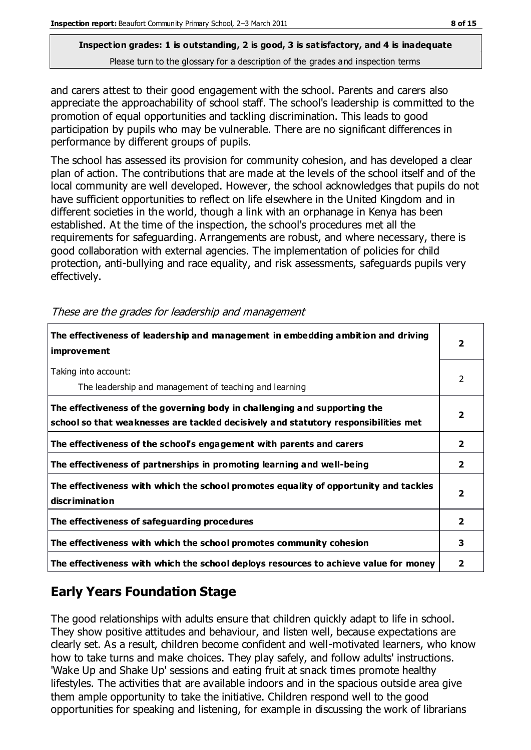and carers attest to their good engagement with the school. Parents and carers also appreciate the approachability of school staff. The school's leadership is committed to the promotion of equal opportunities and tackling discrimination. This leads to good participation by pupils who may be vulnerable. There are no significant differences in performance by different groups of pupils.

The school has assessed its provision for community cohesion, and has developed a clear plan of action. The contributions that are made at the levels of the school itself and of the local community are well developed. However, the school acknowledges that pupils do not have sufficient opportunities to reflect on life elsewhere in the United Kingdom and in different societies in the world, though a link with an orphanage in Kenya has been established. At the time of the inspection, the school's procedures met all the requirements for safeguarding. Arrangements are robust, and where necessary, there is good collaboration with external agencies. The implementation of policies for child protection, anti-bullying and race equality, and risk assessments, safeguards pupils very effectively.

*These are the grades for leadership and management*

| | |
|---|---|
| **The effectiveness of leadership and management in embedding ambition and driving improvement** | **2** |
| Taking into account:<br>The leadership and management of teaching and learning | 2 |
| **The effectiveness of the governing body in challenging and supporting the school so that weaknesses are tackled decisively and statutory responsibilities met** | **2** |
| **The effectiveness of the school's engagement with parents and carers** | **2** |
| **The effectiveness of partnerships in promoting learning and well-being** | **2** |
| **The effectiveness with which the school promotes equality of opportunity and tackles discrimination** | **2** |
| **The effectiveness of safeguarding procedures** | **2** |
| **The effectiveness with which the school promotes community cohesion** | **3** |
| **The effectiveness with which the school deploys resources to achieve value for money** | **2** |

## Early Years Foundation Stage

The good relationships with adults ensure that children quickly adapt to life in school. They show positive attitudes and behaviour, and listen well, because expectations are clearly set. As a result, children become confident and well-motivated learners, who know how to take turns and make choices. They play safely, and follow adults' instructions. 'Wake Up and Shake Up' sessions and eating fruit at snack times promote healthy lifestyles. The activities that are available indoors and in the spacious outside area give them ample opportunity to take the initiative. Children respond well to the good opportunities for speaking and listening, for example in discussing the work of librarians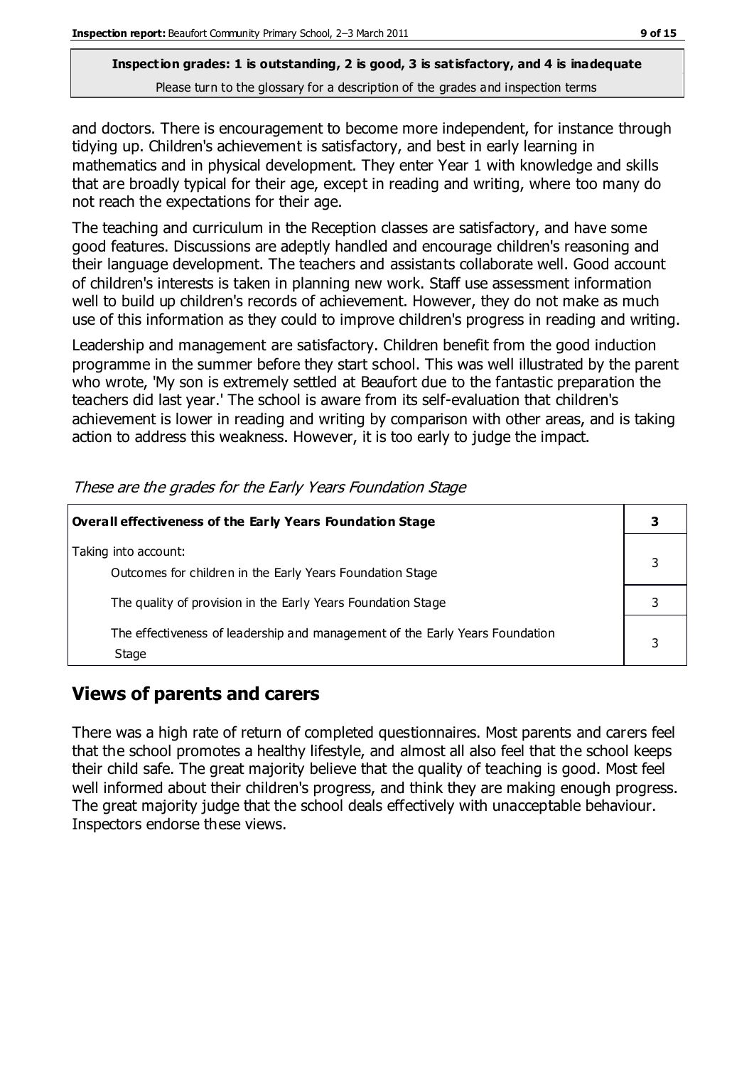**Inspection grades: 1 is outstanding, 2 is good, 3 is satisfactory, and 4 is inadequate**
Please turn to the glossary for a description of the grades and inspection terms

and doctors. There is encouragement to become more independent, for instance through tidying up. Children's achievement is satisfactory, and best in early learning in mathematics and in physical development. They enter Year 1 with knowledge and skills that are broadly typical for their age, except in reading and writing, where too many do not reach the expectations for their age.

The teaching and curriculum in the Reception classes are satisfactory, and have some good features. Discussions are adeptly handled and encourage children's reasoning and their language development. The teachers and assistants collaborate well. Good account of children's interests is taken in planning new work. Staff use assessment information well to build up children's records of achievement. However, they do not make as much use of this information as they could to improve children's progress in reading and writing.

Leadership and management are satisfactory. Children benefit from the good induction programme in the summer before they start school. This was well illustrated by the parent who wrote, 'My son is extremely settled at Beaufort due to the fantastic preparation the teachers did last year.' The school is aware from its self-evaluation that children's achievement is lower in reading and writing by comparison with other areas, and is taking action to address this weakness. However, it is too early to judge the impact.

*These are the grades for the Early Years Foundation Stage*

| **Overall effectiveness of the Early Years Foundation Stage** | **3** |
|---|---|
| Taking into account:<br>Outcomes for children in the Early Years Foundation Stage | 3 |
| The quality of provision in the Early Years Foundation Stage | 3 |
| The effectiveness of leadership and management of the Early Years Foundation Stage | 3 |

## Views of parents and carers

There was a high rate of return of completed questionnaires. Most parents and carers feel that the school promotes a healthy lifestyle, and almost all also feel that the school keeps their child safe. The great majority believe that the quality of teaching is good. Most feel well informed about their children's progress, and think they are making enough progress. The great majority judge that the school deals effectively with unacceptable behaviour. Inspectors endorse these views.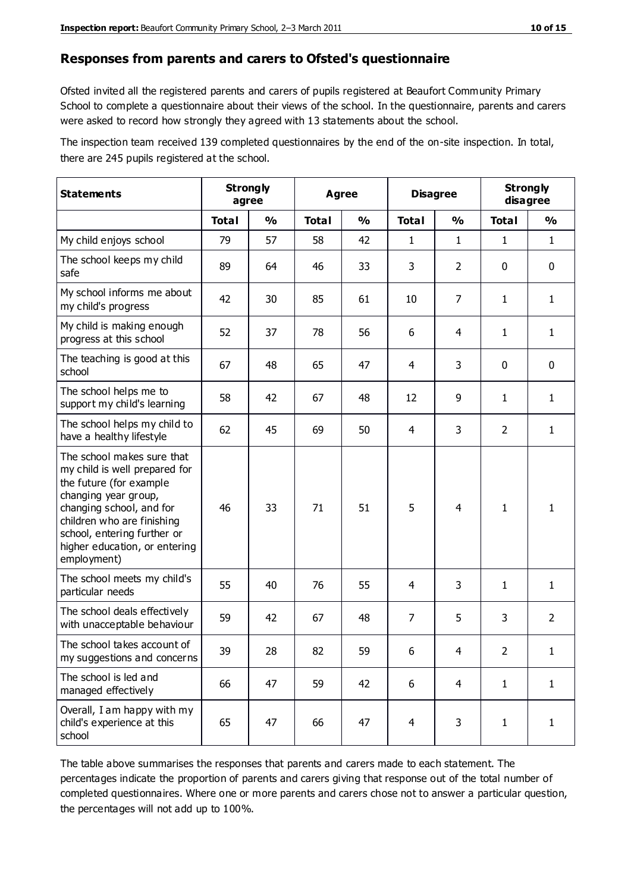## Responses from parents and carers to Ofsted's questionnaire

Ofsted invited all the registered parents and carers of pupils registered at Beaufort Community Primary School to complete a questionnaire about their views of the school. In the questionnaire, parents and carers were asked to record how strongly they agreed with 13 statements about the school.

The inspection team received 139 completed questionnaires by the end of the on-site inspection. In total, there are 245 pupils registered at the school.

| Statements | Strongly agree | | Agree | | Disagree | | Strongly disagree | |
|---|---|---|---|---|---|---|---|---|
| | Total | % | Total | % | Total | % | Total | % |
| My child enjoys school | 79 | 57 | 58 | 42 | 1 | 1 | 1 | 1 |
| The school keeps my child safe | 89 | 64 | 46 | 33 | 3 | 2 | 0 | 0 |
| My school informs me about my child's progress | 42 | 30 | 85 | 61 | 10 | 7 | 1 | 1 |
| My child is making enough progress at this school | 52 | 37 | 78 | 56 | 6 | 4 | 1 | 1 |
| The teaching is good at this school | 67 | 48 | 65 | 47 | 4 | 3 | 0 | 0 |
| The school helps me to support my child's learning | 58 | 42 | 67 | 48 | 12 | 9 | 1 | 1 |
| The school helps my child to have a healthy lifestyle | 62 | 45 | 69 | 50 | 4 | 3 | 2 | 1 |
| The school makes sure that my child is well prepared for the future (for example changing year group, changing school, and for children who are finishing school, entering further or higher education, or entering employment) | 46 | 33 | 71 | 51 | 5 | 4 | 1 | 1 |
| The school meets my child's particular needs | 55 | 40 | 76 | 55 | 4 | 3 | 1 | 1 |
| The school deals effectively with unacceptable behaviour | 59 | 42 | 67 | 48 | 7 | 5 | 3 | 2 |
| The school takes account of my suggestions and concerns | 39 | 28 | 82 | 59 | 6 | 4 | 2 | 1 |
| The school is led and managed effectively | 66 | 47 | 59 | 42 | 6 | 4 | 1 | 1 |
| Overall, I am happy with my child's experience at this school | 65 | 47 | 66 | 47 | 4 | 3 | 1 | 1 |

The table above summarises the responses that parents and carers made to each statement. The percentages indicate the proportion of parents and carers giving that response out of the total number of completed questionnaires. Where one or more parents and carers chose not to answer a particular question, the percentages will not add up to 100%.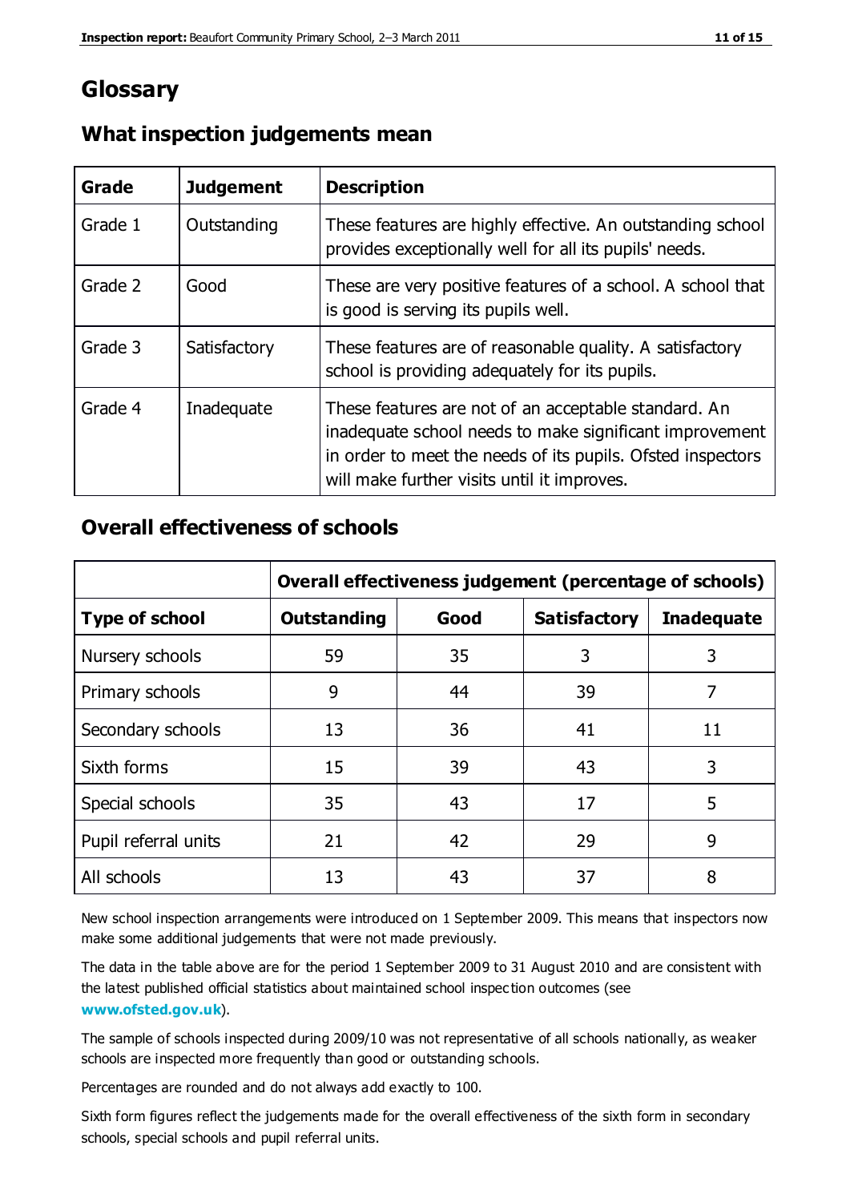# Glossary

## What inspection judgements mean

| Grade | Judgement | Description |
|---|---|---|
| Grade 1 | Outstanding | These features are highly effective. An outstanding school provides exceptionally well for all its pupils' needs. |
| Grade 2 | Good | These are very positive features of a school. A school that is good is serving its pupils well. |
| Grade 3 | Satisfactory | These features are of reasonable quality. A satisfactory school is providing adequately for its pupils. |
| Grade 4 | Inadequate | These features are not of an acceptable standard. An inadequate school needs to make significant improvement in order to meet the needs of its pupils. Ofsted inspectors will make further visits until it improves. |

## Overall effectiveness of schools

| | Overall effectiveness judgement (percentage of schools) | | | |
|---|---|---|---|---|
| **Type of school** | **Outstanding** | **Good** | **Satisfactory** | **Inadequate** |
| Nursery schools | 59 | 35 | 3 | 3 |
| Primary schools | 9 | 44 | 39 | 7 |
| Secondary schools | 13 | 36 | 41 | 11 |
| Sixth forms | 15 | 39 | 43 | 3 |
| Special schools | 35 | 43 | 17 | 5 |
| Pupil referral units | 21 | 42 | 29 | 9 |
| All schools | 13 | 43 | 37 | 8 |

New school inspection arrangements were introduced on 1 September 2009. This means that inspectors now make some additional judgements that were not made previously.

The data in the table above are for the period 1 September 2009 to 31 August 2010 and are consistent with the latest published official statistics about maintained school inspection outcomes (see **www.ofsted.gov.uk**).

The sample of schools inspected during 2009/10 was not representative of all schools nationally, as weaker schools are inspected more frequently than good or outstanding schools.

Percentages are rounded and do not always add exactly to 100.

Sixth form figures reflect the judgements made for the overall effectiveness of the sixth form in secondary schools, special schools and pupil referral units.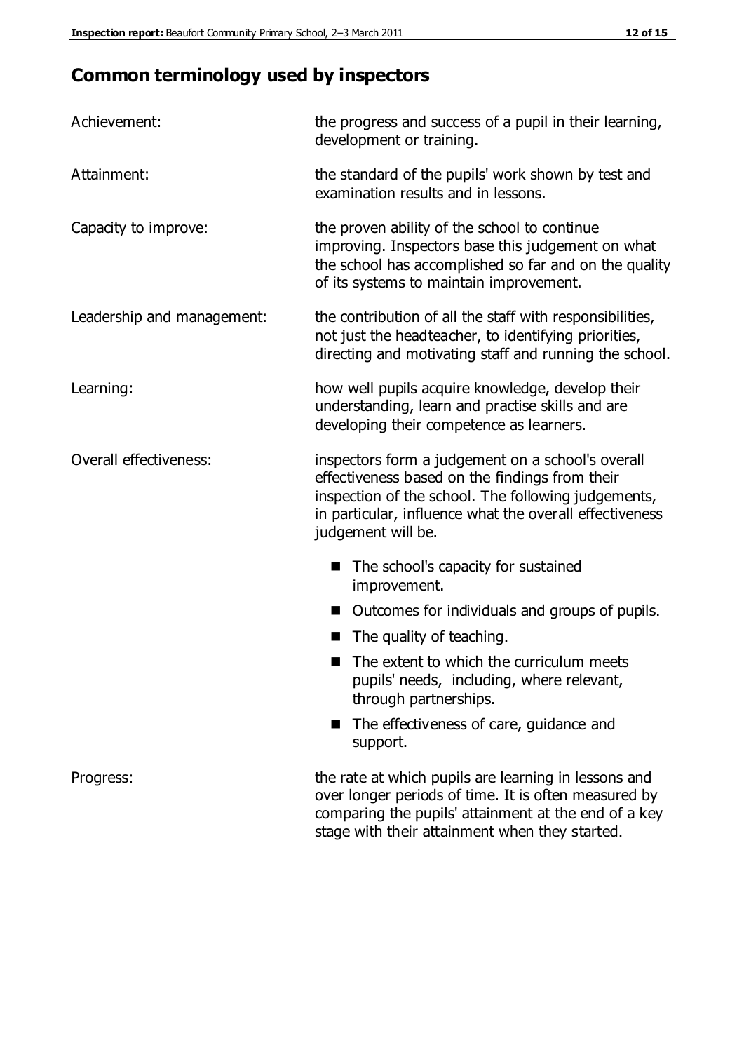## Common terminology used by inspectors

| | |
|---|---|
| Achievement: | the progress and success of a pupil in their learning, development or training. |
| Attainment: | the standard of the pupils' work shown by test and examination results and in lessons. |
| Capacity to improve: | the proven ability of the school to continue improving. Inspectors base this judgement on what the school has accomplished so far and on the quality of its systems to maintain improvement. |
| Leadership and management: | the contribution of all the staff with responsibilities, not just the headteacher, to identifying priorities, directing and motivating staff and running the school. |
| Learning: | how well pupils acquire knowledge, develop their understanding, learn and practise skills and are developing their competence as learners. |
| Overall effectiveness: | inspectors form a judgement on a school's overall effectiveness based on the findings from their inspection of the school. The following judgements, in particular, influence what the overall effectiveness judgement will be. |

- The school's capacity for sustained improvement.
- Outcomes for individuals and groups of pupils.
- The quality of teaching.
- The extent to which the curriculum meets pupils' needs, including, where relevant, through partnerships.
- The effectiveness of care, guidance and support.

| | |
|---|---|
| Progress: | the rate at which pupils are learning in lessons and over longer periods of time. It is often measured by comparing the pupils' attainment at the end of a key stage with their attainment when they started. |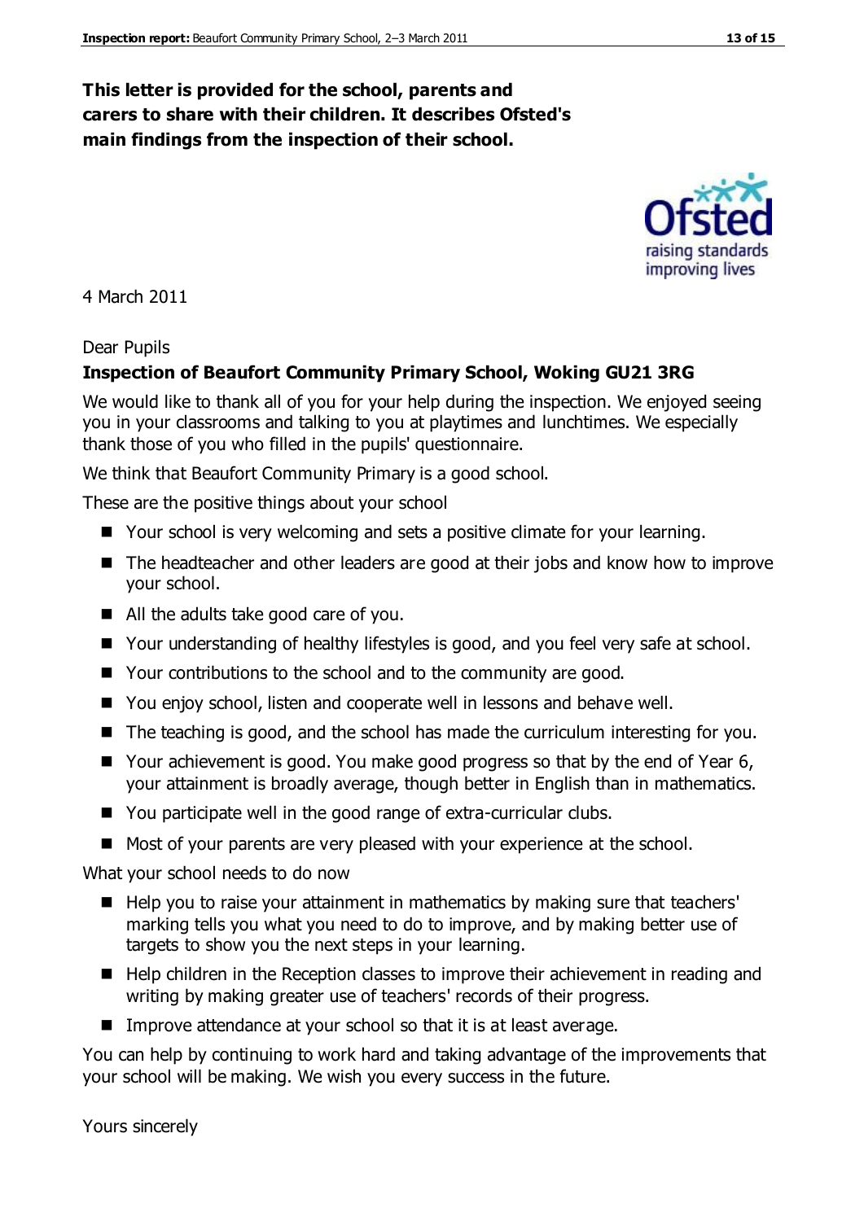**This letter is provided for the school, parents and carers to share with their children. It describes Ofsted's main findings from the inspection of their school.**

4 March 2011

Dear Pupils

**Inspection of Beaufort Community Primary School, Woking GU21 3RG**

We would like to thank all of you for your help during the inspection. We enjoyed seeing you in your classrooms and talking to you at playtimes and lunchtimes. We especially thank those of you who filled in the pupils' questionnaire.

We think that Beaufort Community Primary is a good school.

These are the positive things about your school

- Your school is very welcoming and sets a positive climate for your learning.
- The headteacher and other leaders are good at their jobs and know how to improve your school.
- All the adults take good care of you.
- Your understanding of healthy lifestyles is good, and you feel very safe at school.
- Your contributions to the school and to the community are good.
- You enjoy school, listen and cooperate well in lessons and behave well.
- The teaching is good, and the school has made the curriculum interesting for you.
- Your achievement is good. You make good progress so that by the end of Year 6, your attainment is broadly average, though better in English than in mathematics.
- You participate well in the good range of extra-curricular clubs.
- Most of your parents are very pleased with your experience at the school.

What your school needs to do now

- Help you to raise your attainment in mathematics by making sure that teachers' marking tells you what you need to do to improve, and by making better use of targets to show you the next steps in your learning.
- Help children in the Reception classes to improve their achievement in reading and writing by making greater use of teachers' records of their progress.
- Improve attendance at your school so that it is at least average.

You can help by continuing to work hard and taking advantage of the improvements that your school will be making. We wish you every success in the future.

Yours sincerely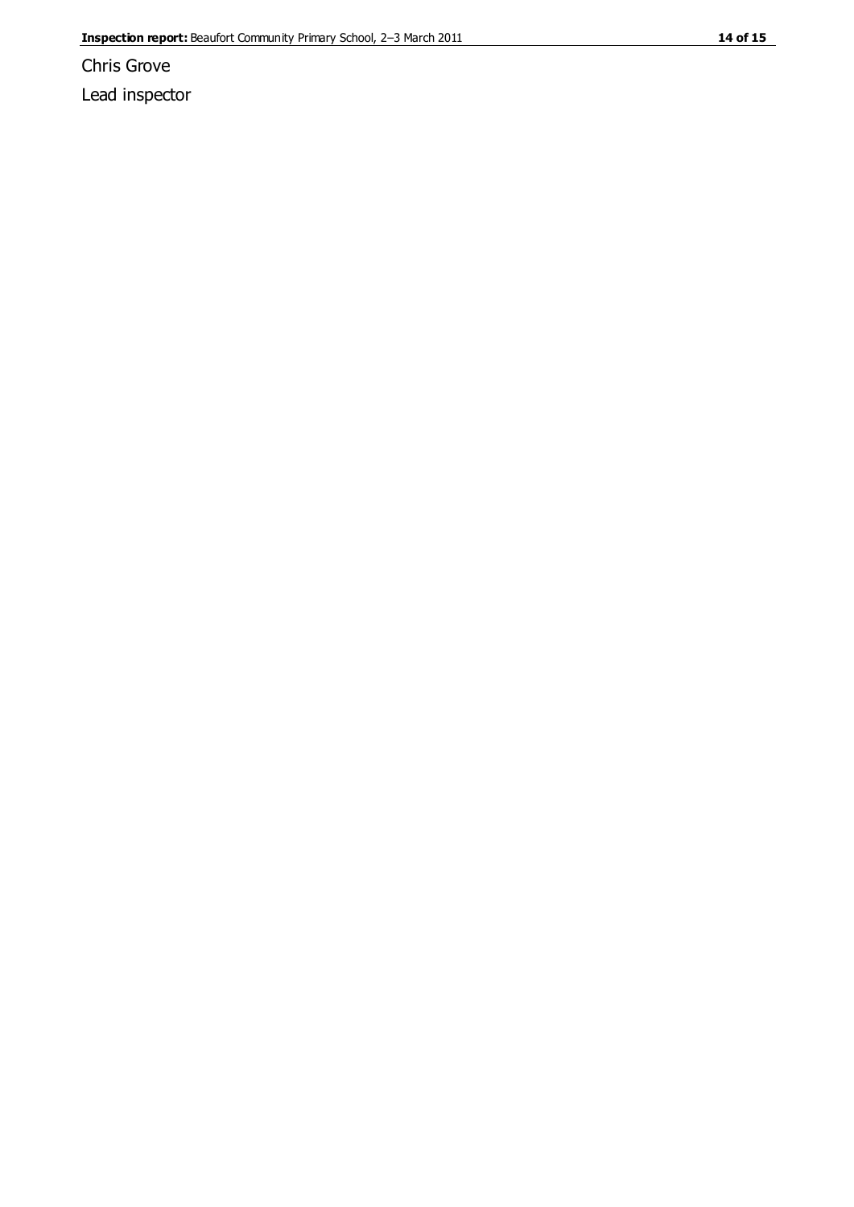Chris Grove

Lead inspector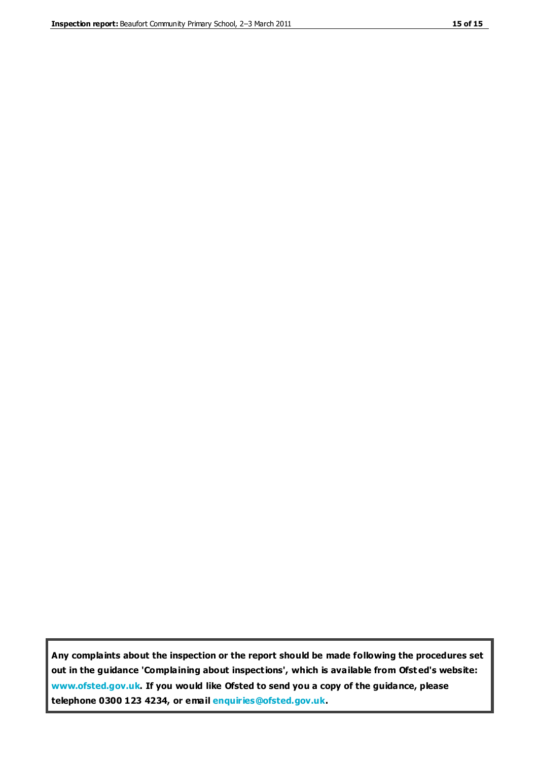**Any complaints about the inspection or the report should be made following the procedures set out in the guidance 'Complaining about inspections', which is available from Ofsted's website: www.ofsted.gov.uk. If you would like Ofsted to send you a copy of the guidance, please telephone 0300 123 4234, or email enquiries@ofsted.gov.uk.**